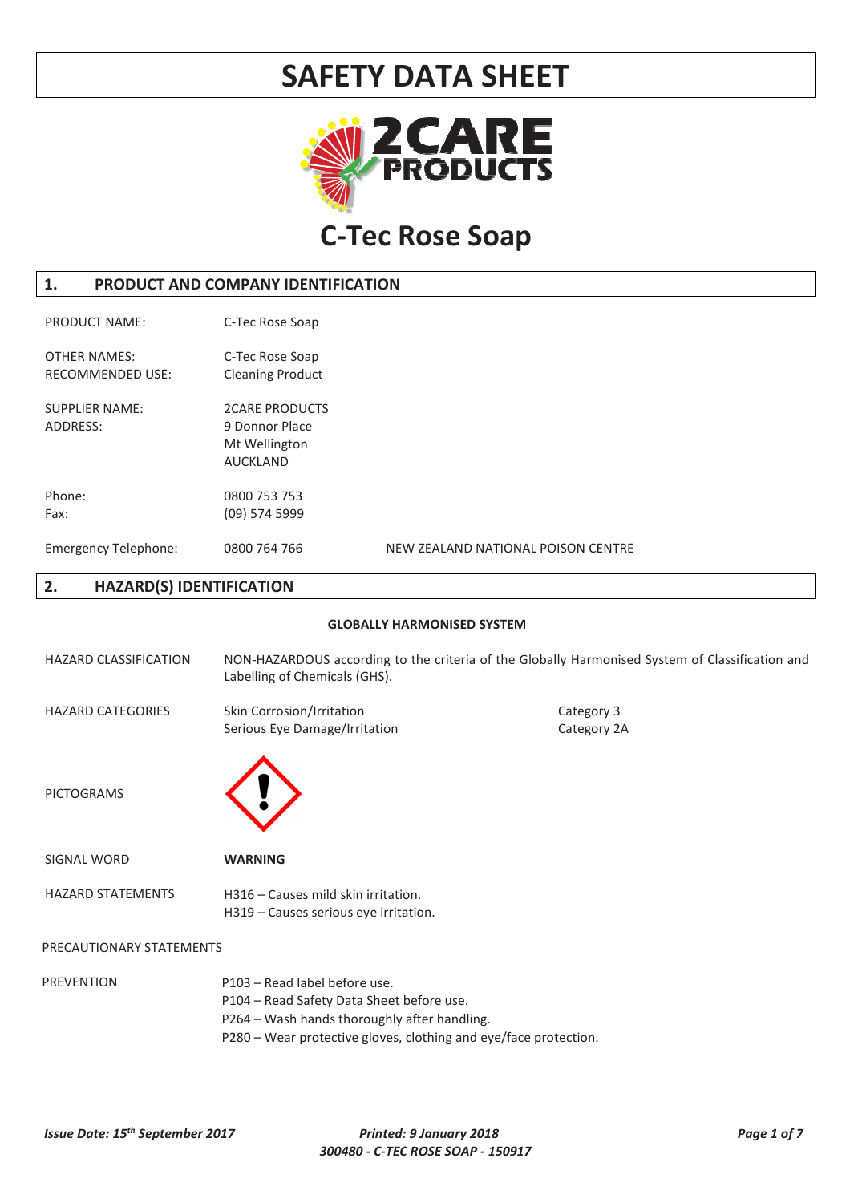# SAFETY DATA SHEET

# C-Tec Rose Soap

## 1. PRODUCT AND COMPANY IDENTIFICATION

| | | |
|---|---|---|
| PRODUCT NAME: | C-Tec Rose Soap | |
| OTHER NAMES: | C-Tec Rose Soap | |
| RECOMMENDED USE: | Cleaning Product | |
| SUPPLIER NAME: | 2CARE PRODUCTS | |
| ADDRESS: | 9 Donnor Place<br>Mt Wellington<br>AUCKLAND | |
| Phone: | 0800 753 753 | |
| Fax: | (09) 574 5999 | |
| Emergency Telephone: | 0800 764 766 | NEW ZEALAND NATIONAL POISON CENTRE |

## 2. HAZARD(S) IDENTIFICATION

**GLOBALLY HARMONISED SYSTEM**

HAZARD CLASSIFICATION: NON-HAZARDOUS according to the criteria of the Globally Harmonised System of Classification and Labelling of Chemicals (GHS).

| HAZARD CATEGORIES | | |
|---|---|---|
| | Skin Corrosion/Irritation | Category 3 |
| | Serious Eye Damage/Irritation | Category 2A |

PICTOGRAMS

SIGNAL WORD: **WARNING**

HAZARD STATEMENTS:
- H316 – Causes mild skin irritation.
- H319 – Causes serious eye irritation.

PRECAUTIONARY STATEMENTS

PREVENTION:
- P103 – Read label before use.
- P104 – Read Safety Data Sheet before use.
- P264 – Wash hands thoroughly after handling.
- P280 – Wear protective gloves, clothing and eye/face protection.

*Issue Date: 15th September 2017* *Printed: 9 January 2018*
*300480 - C-TEC ROSE SOAP - 150917*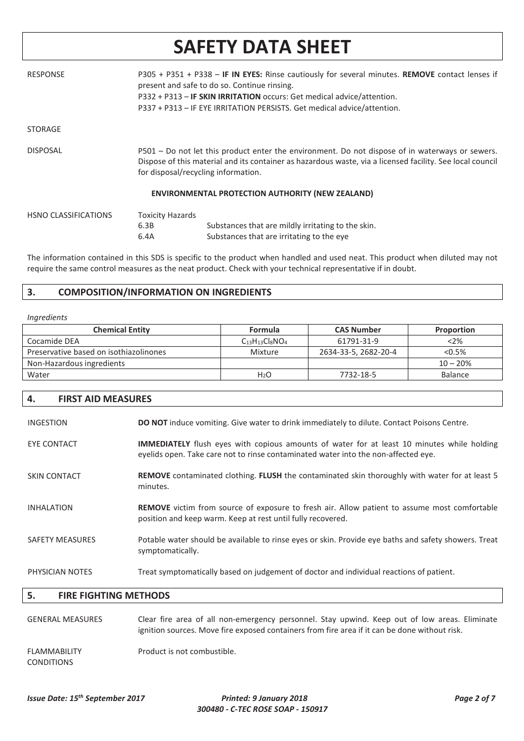# SAFETY DATA SHEET

| | |
|---|---|
| RESPONSE | P305 + P351 + P338 – **IF IN EYES:** Rinse cautiously for several minutes. **REMOVE** contact lenses if present and safe to do so. Continue rinsing.<br>P332 + P313 – **IF SKIN IRRITATION** occurs: Get medical advice/attention.<br>P337 + P313 – IF EYE IRRITATION PERSISTS. Get medical advice/attention. |
| STORAGE | |
| DISPOSAL | P501 – Do not let this product enter the environment. Do not dispose of in waterways or sewers. Dispose of this material and its container as hazardous waste, via a licensed facility. See local council for disposal/recycling information. |

**ENVIRONMENTAL PROTECTION AUTHORITY (NEW ZEALAND)**

HSNO CLASSIFICATIONS

Toxicity Hazards

| | |
|---|---|
| 6.3B | Substances that are mildly irritating to the skin. |
| 6.4A | Substances that are irritating to the eye |

The information contained in this SDS is specific to the product when handled and used neat. This product when diluted may not require the same control measures as the neat product. Check with your technical representative if in doubt.

## 3. COMPOSITION/INFORMATION ON INGREDIENTS

*Ingredients*

| Chemical Entity | Formula | CAS Number | Proportion |
|---|---|---|---|
| Cocamide DEA | $C_{13}H_{13}Cl_8NO_4$ | 61791-31-9 | <2% |
| Preservative based on isothiazolinones | Mixture | 2634-33-5, 2682-20-4 | <0.5% |
| Non-Hazardous ingredients | | | 10 – 20% |
| Water | $H_2O$ | 7732-18-5 | Balance |

## 4. FIRST AID MEASURES

| | |
|---|---|
| INGESTION | **DO NOT** induce vomiting. Give water to drink immediately to dilute. Contact Poisons Centre. |
| EYE CONTACT | **IMMEDIATELY** flush eyes with copious amounts of water for at least 10 minutes while holding eyelids open. Take care not to rinse contaminated water into the non-affected eye. |
| SKIN CONTACT | **REMOVE** contaminated clothing. **FLUSH** the contaminated skin thoroughly with water for at least 5 minutes. |
| INHALATION | **REMOVE** victim from source of exposure to fresh air. Allow patient to assume most comfortable position and keep warm. Keep at rest until fully recovered. |
| SAFETY MEASURES | Potable water should be available to rinse eyes or skin. Provide eye baths and safety showers. Treat symptomatically. |
| PHYSICIAN NOTES | Treat symptomatically based on judgement of doctor and individual reactions of patient. |

## 5. FIRE FIGHTING METHODS

| | |
|---|---|
| GENERAL MEASURES | Clear fire area of all non-emergency personnel. Stay upwind. Keep out of low areas. Eliminate ignition sources. Move fire exposed containers from fire area if it can be done without risk. |
| FLAMMABILITY CONDITIONS | Product is not combustible. |

*Issue Date: 15th September 2017* *Printed: 9 January 2018*

*300480 - C-TEC ROSE SOAP - 150917*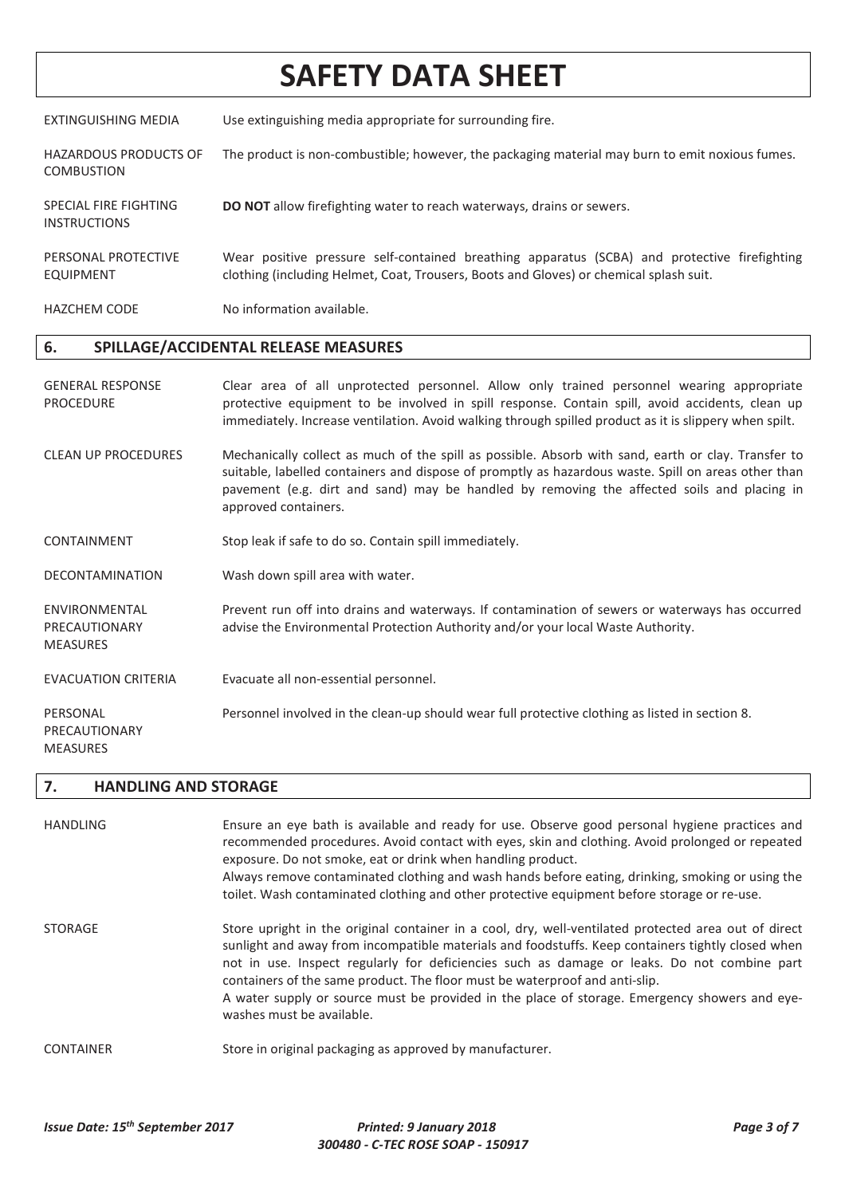# SAFETY DATA SHEET

| | |
|---|---|
| EXTINGUISHING MEDIA | Use extinguishing media appropriate for surrounding fire. |
| HAZARDOUS PRODUCTS OF COMBUSTION | The product is non-combustible; however, the packaging material may burn to emit noxious fumes. |
| SPECIAL FIRE FIGHTING INSTRUCTIONS | **DO NOT** allow firefighting water to reach waterways, drains or sewers. |
| PERSONAL PROTECTIVE EQUIPMENT | Wear positive pressure self-contained breathing apparatus (SCBA) and protective firefighting clothing (including Helmet, Coat, Trousers, Boots and Gloves) or chemical splash suit. |
| HAZCHEM CODE | No information available. |

## 6. SPILLAGE/ACCIDENTAL RELEASE MEASURES

| | |
|---|---|
| GENERAL RESPONSE PROCEDURE | Clear area of all unprotected personnel. Allow only trained personnel wearing appropriate protective equipment to be involved in spill response. Contain spill, avoid accidents, clean up immediately. Increase ventilation. Avoid walking through spilled product as it is slippery when spilt. |
| CLEAN UP PROCEDURES | Mechanically collect as much of the spill as possible. Absorb with sand, earth or clay. Transfer to suitable, labelled containers and dispose of promptly as hazardous waste. Spill on areas other than pavement (e.g. dirt and sand) may be handled by removing the affected soils and placing in approved containers. |
| CONTAINMENT | Stop leak if safe to do so. Contain spill immediately. |
| DECONTAMINATION | Wash down spill area with water. |
| ENVIRONMENTAL PRECAUTIONARY MEASURES | Prevent run off into drains and waterways. If contamination of sewers or waterways has occurred advise the Environmental Protection Authority and/or your local Waste Authority. |
| EVACUATION CRITERIA | Evacuate all non-essential personnel. |
| PERSONAL PRECAUTIONARY MEASURES | Personnel involved in the clean-up should wear full protective clothing as listed in section 8. |

## 7. HANDLING AND STORAGE

| | |
|---|---|
| HANDLING | Ensure an eye bath is available and ready for use. Observe good personal hygiene practices and recommended procedures. Avoid contact with eyes, skin and clothing. Avoid prolonged or repeated exposure. Do not smoke, eat or drink when handling product.<br>Always remove contaminated clothing and wash hands before eating, drinking, smoking or using the toilet. Wash contaminated clothing and other protective equipment before storage or re-use. |
| STORAGE | Store upright in the original container in a cool, dry, well-ventilated protected area out of direct sunlight and away from incompatible materials and foodstuffs. Keep containers tightly closed when not in use. Inspect regularly for deficiencies such as damage or leaks. Do not combine part containers of the same product. The floor must be waterproof and anti-slip.<br>A water supply or source must be provided in the place of storage. Emergency showers and eye-washes must be available. |
| CONTAINER | Store in original packaging as approved by manufacturer. |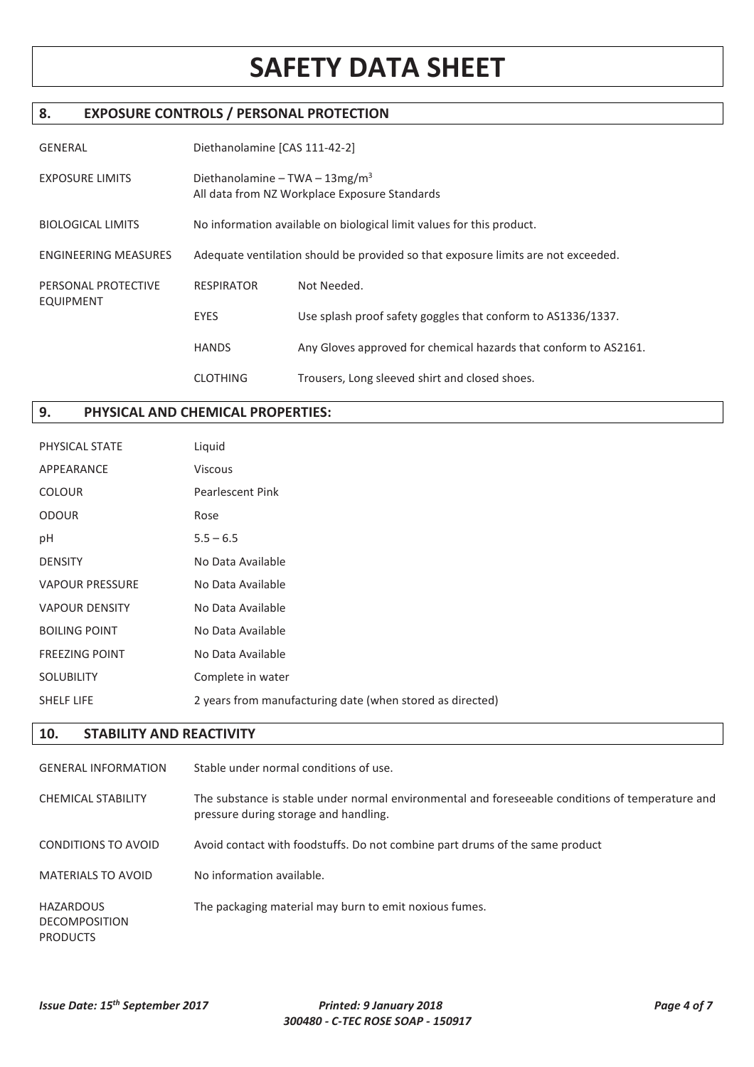# SAFETY DATA SHEET

## 8. EXPOSURE CONTROLS / PERSONAL PROTECTION

| | | |
|---|---|---|
| GENERAL | Diethanolamine [CAS 111-42-2] | |
| EXPOSURE LIMITS | Diethanolamine – TWA – 13mg/$m^3$<br>All data from NZ Workplace Exposure Standards | |
| BIOLOGICAL LIMITS | No information available on biological limit values for this product. | |
| ENGINEERING MEASURES | Adequate ventilation should be provided so that exposure limits are not exceeded. | |
| PERSONAL PROTECTIVE EQUIPMENT | RESPIRATOR | Not Needed. |
| | EYES | Use splash proof safety goggles that conform to AS1336/1337. |
| | HANDS | Any Gloves approved for chemical hazards that conform to AS2161. |
| | CLOTHING | Trousers, Long sleeved shirt and closed shoes. |

## 9. PHYSICAL AND CHEMICAL PROPERTIES:

| | |
|---|---|
| PHYSICAL STATE | Liquid |
| APPEARANCE | Viscous |
| COLOUR | Pearlescent Pink |
| ODOUR | Rose |
| pH | 5.5 – 6.5 |
| DENSITY | No Data Available |
| VAPOUR PRESSURE | No Data Available |
| VAPOUR DENSITY | No Data Available |
| BOILING POINT | No Data Available |
| FREEZING POINT | No Data Available |
| SOLUBILITY | Complete in water |
| SHELF LIFE | 2 years from manufacturing date (when stored as directed) |

## 10. STABILITY AND REACTIVITY

| | |
|---|---|
| GENERAL INFORMATION | Stable under normal conditions of use. |
| CHEMICAL STABILITY | The substance is stable under normal environmental and foreseeable conditions of temperature and pressure during storage and handling. |
| CONDITIONS TO AVOID | Avoid contact with foodstuffs. Do not combine part drums of the same product |
| MATERIALS TO AVOID | No information available. |
| HAZARDOUS DECOMPOSITION PRODUCTS | The packaging material may burn to emit noxious fumes. |

*Issue Date: 15th September 2017* *Printed: 9 January 2018*
*300480 - C-TEC ROSE SOAP - 150917*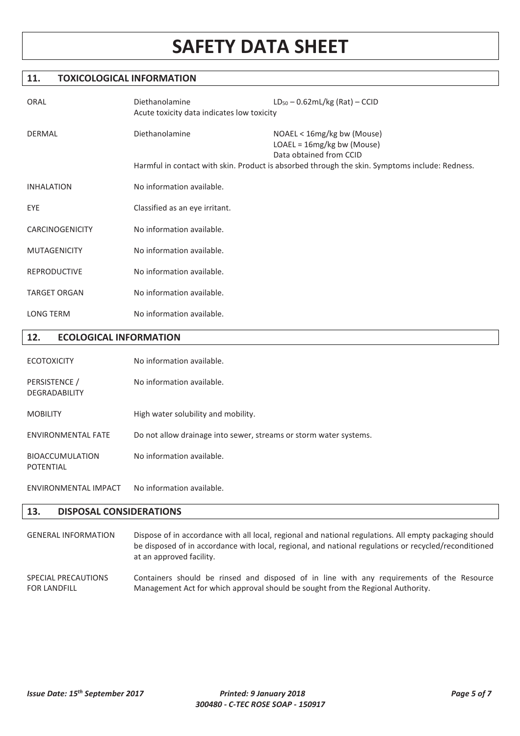# SAFETY DATA SHEET

## 11. TOXICOLOGICAL INFORMATION

| | | |
|---|---|---|
| ORAL | Diethanolamine | $LD_{50}$ – 0.62mL/kg (Rat) – CCID |
| | Acute toxicity data indicates low toxicity | |
| DERMAL | Diethanolamine | NOAEL < 16mg/kg bw (Mouse)<br>LOAEL = 16mg/kg bw (Mouse)<br>Data obtained from CCID |
| | Harmful in contact with skin. Product is absorbed through the skin. Symptoms include: Redness. | |
| INHALATION | No information available. | |
| EYE | Classified as an eye irritant. | |
| CARCINOGENICITY | No information available. | |
| MUTAGENICITY | No information available. | |
| REPRODUCTIVE | No information available. | |
| TARGET ORGAN | No information available. | |
| LONG TERM | No information available. | |

## 12. ECOLOGICAL INFORMATION

| | |
|---|---|
| ECOTOXICITY | No information available. |
| PERSISTENCE / DEGRADABILITY | No information available. |
| MOBILITY | High water solubility and mobility. |
| ENVIRONMENTAL FATE | Do not allow drainage into sewer, streams or storm water systems. |
| BIOACCUMULATION POTENTIAL | No information available. |
| ENVIRONMENTAL IMPACT | No information available. |

## 13. DISPOSAL CONSIDERATIONS

| | |
|---|---|
| GENERAL INFORMATION | Dispose of in accordance with all local, regional and national regulations. All empty packaging should be disposed of in accordance with local, regional, and national regulations or recycled/reconditioned at an approved facility. |
| SPECIAL PRECAUTIONS FOR LANDFILL | Containers should be rinsed and disposed of in line with any requirements of the Resource Management Act for which approval should be sought from the Regional Authority. |

*Issue Date: 15th September 2017* *Printed: 9 January 2018*
*300480 - C-TEC ROSE SOAP - 150917*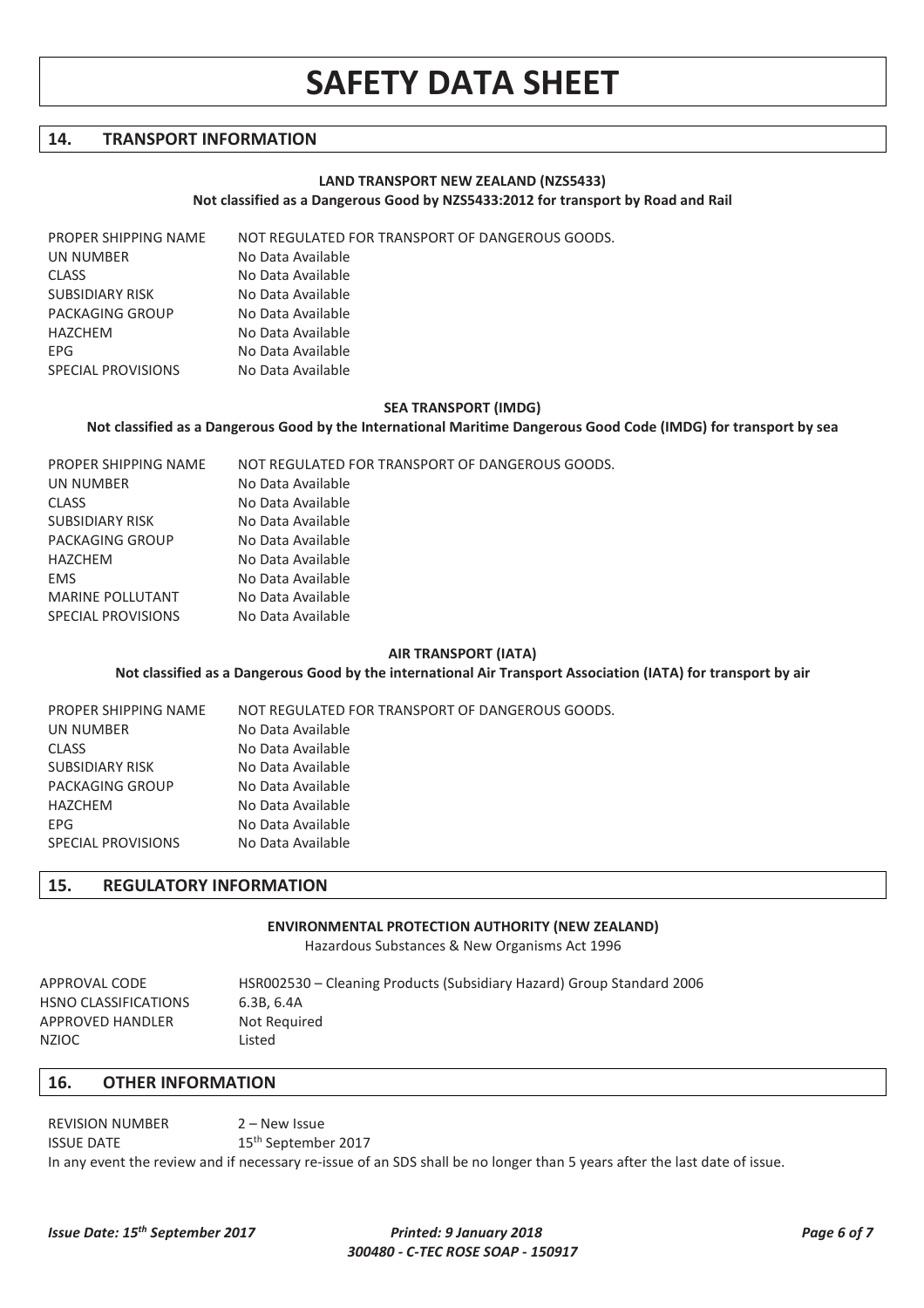# SAFETY DATA SHEET

## 14. TRANSPORT INFORMATION

### LAND TRANSPORT NEW ZEALAND (NZS5433)

**Not classified as a Dangerous Good by NZS5433:2012 for transport by Road and Rail**

| | |
|---|---|
| PROPER SHIPPING NAME | NOT REGULATED FOR TRANSPORT OF DANGEROUS GOODS. |
| UN NUMBER | No Data Available |
| CLASS | No Data Available |
| SUBSIDIARY RISK | No Data Available |
| PACKAGING GROUP | No Data Available |
| HAZCHEM | No Data Available |
| EPG | No Data Available |
| SPECIAL PROVISIONS | No Data Available |

### SEA TRANSPORT (IMDG)

**Not classified as a Dangerous Good by the International Maritime Dangerous Good Code (IMDG) for transport by sea**

| | |
|---|---|
| PROPER SHIPPING NAME | NOT REGULATED FOR TRANSPORT OF DANGEROUS GOODS. |
| UN NUMBER | No Data Available |
| CLASS | No Data Available |
| SUBSIDIARY RISK | No Data Available |
| PACKAGING GROUP | No Data Available |
| HAZCHEM | No Data Available |
| EMS | No Data Available |
| MARINE POLLUTANT | No Data Available |
| SPECIAL PROVISIONS | No Data Available |

### AIR TRANSPORT (IATA)

**Not classified as a Dangerous Good by the international Air Transport Association (IATA) for transport by air**

| | |
|---|---|
| PROPER SHIPPING NAME | NOT REGULATED FOR TRANSPORT OF DANGEROUS GOODS. |
| UN NUMBER | No Data Available |
| CLASS | No Data Available |
| SUBSIDIARY RISK | No Data Available |
| PACKAGING GROUP | No Data Available |
| HAZCHEM | No Data Available |
| EPG | No Data Available |
| SPECIAL PROVISIONS | No Data Available |

## 15. REGULATORY INFORMATION

### ENVIRONMENTAL PROTECTION AUTHORITY (NEW ZEALAND)

Hazardous Substances & New Organisms Act 1996

| | |
|---|---|
| APPROVAL CODE | HSR002530 – Cleaning Products (Subsidiary Hazard) Group Standard 2006 |
| HSNO CLASSIFICATIONS | 6.3B, 6.4A |
| APPROVED HANDLER | Not Required |
| NZIOC | Listed |

## 16. OTHER INFORMATION

| | |
|---|---|
| REVISION NUMBER | 2 – New Issue |
| ISSUE DATE | 15th September 2017 |

In any event the review and if necessary re-issue of an SDS shall be no longer than 5 years after the last date of issue.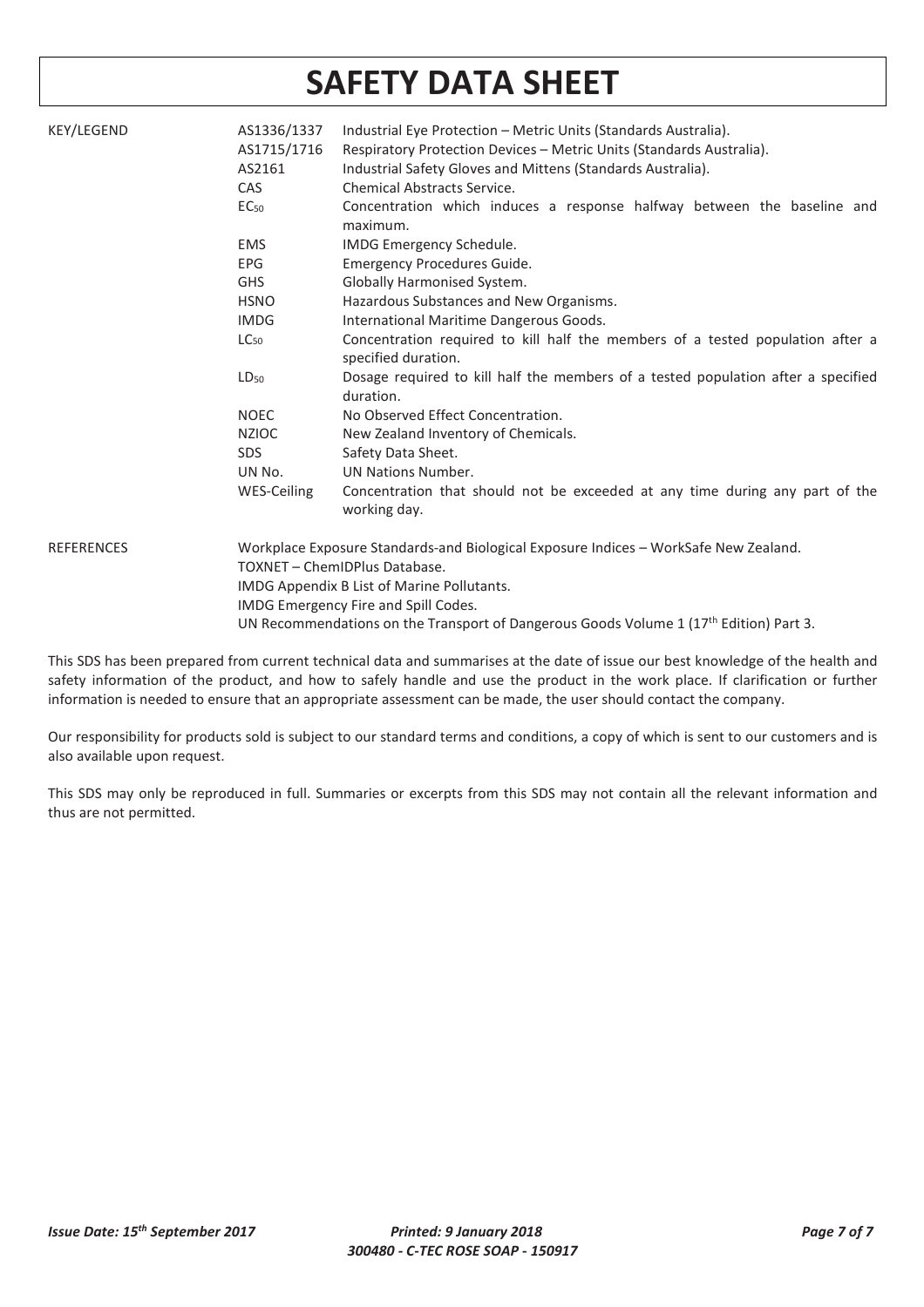# SAFETY DATA SHEET

KEY/LEGEND

| | |
|---|---|
| AS1336/1337 | Industrial Eye Protection – Metric Units (Standards Australia). |
| AS1715/1716 | Respiratory Protection Devices – Metric Units (Standards Australia). |
| AS2161 | Industrial Safety Gloves and Mittens (Standards Australia). |
| CAS | Chemical Abstracts Service. |
| $EC_{50}$ | Concentration which induces a response halfway between the baseline and maximum. |
| EMS | IMDG Emergency Schedule. |
| EPG | Emergency Procedures Guide. |
| GHS | Globally Harmonised System. |
| HSNO | Hazardous Substances and New Organisms. |
| IMDG | International Maritime Dangerous Goods. |
| $LC_{50}$ | Concentration required to kill half the members of a tested population after a specified duration. |
| $LD_{50}$ | Dosage required to kill half the members of a tested population after a specified duration. |
| NOEC | No Observed Effect Concentration. |
| NZIOC | New Zealand Inventory of Chemicals. |
| SDS | Safety Data Sheet. |
| UN No. | UN Nations Number. |
| WES-Ceiling | Concentration that should not be exceeded at any time during any part of the working day. |

REFERENCES

Workplace Exposure Standards-and Biological Exposure Indices – WorkSafe New Zealand.
TOXNET – ChemIDPlus Database.
IMDG Appendix B List of Marine Pollutants.
IMDG Emergency Fire and Spill Codes.
UN Recommendations on the Transport of Dangerous Goods Volume 1 (17th Edition) Part 3.

This SDS has been prepared from current technical data and summarises at the date of issue our best knowledge of the health and safety information of the product, and how to safely handle and use the product in the work place. If clarification or further information is needed to ensure that an appropriate assessment can be made, the user should contact the company.

Our responsibility for products sold is subject to our standard terms and conditions, a copy of which is sent to our customers and is also available upon request.

This SDS may only be reproduced in full. Summaries or excerpts from this SDS may not contain all the relevant information and thus are not permitted.